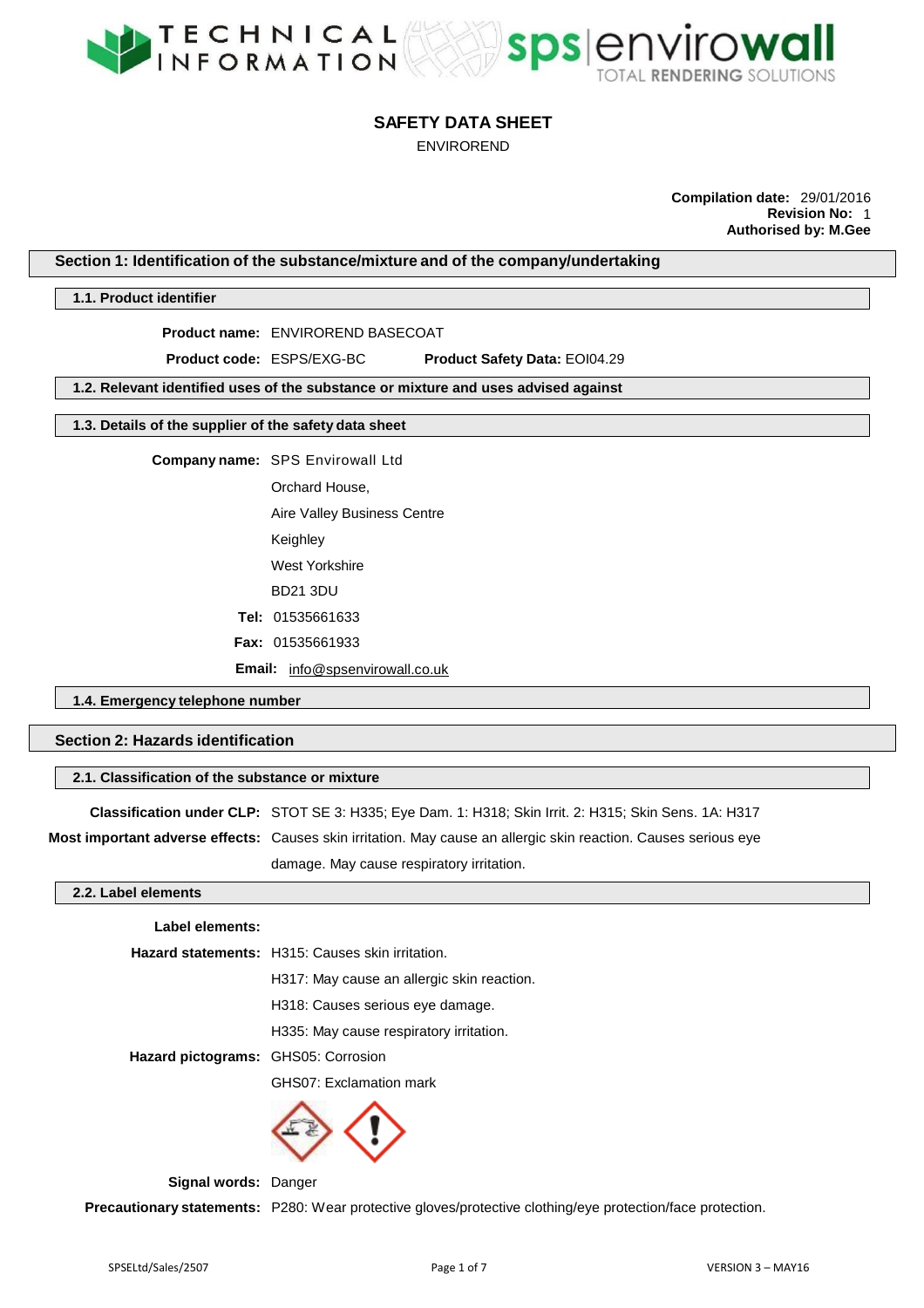# SAFETY DATA SHEET

ENVIROREND

**Compilation date:** 29/01/2016
**Revision No:** 1
**Authorised by: M.Gee**

## Section 1: Identification of the substance/mixture and of the company/undertaking

### 1.1. Product identifier

**Product name:** ENVIROREND BASECOAT

**Product code:** ESPS/EXG-BC **Product Safety Data:** EOI04.29

### 1.2. Relevant identified uses of the substance or mixture and uses advised against

### 1.3. Details of the supplier of the safety data sheet

**Company name:** SPS Envirowall Ltd

Orchard House,

Aire Valley Business Centre

Keighley

West Yorkshire

BD21 3DU

**Tel:** 01535661633

**Fax:** 01535661933

**Email:** info@spsenvirowall.co.uk

### 1.4. Emergency telephone number

## Section 2: Hazards identification

### 2.1. Classification of the substance or mixture

**Classification under CLP:** STOT SE 3: H335; Eye Dam. 1: H318; Skin Irrit. 2: H315; Skin Sens. 1A: H317

**Most important adverse effects:** Causes skin irritation. May cause an allergic skin reaction. Causes serious eye damage. May cause respiratory irritation.

### 2.2. Label elements

**Label elements:**

**Hazard statements:** H315: Causes skin irritation.

H317: May cause an allergic skin reaction.

H318: Causes serious eye damage.

H335: May cause respiratory irritation.

**Hazard pictograms:** GHS05: Corrosion

GHS07: Exclamation mark

**Signal words:** Danger

**Precautionary statements:** P280: Wear protective gloves/protective clothing/eye protection/face protection.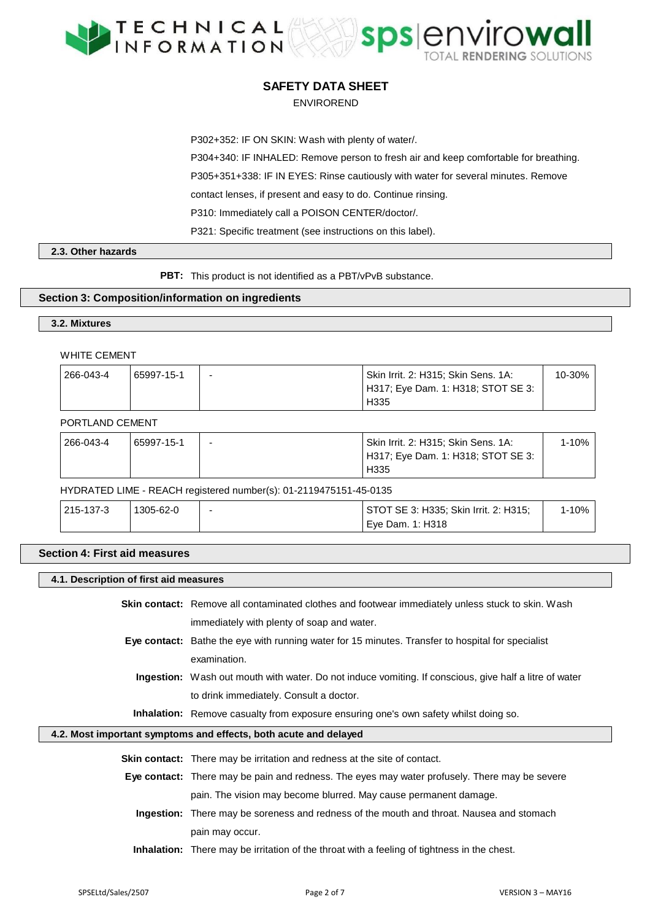P302+352: IF ON SKIN: Wash with plenty of water/.

P304+340: IF INHALED: Remove person to fresh air and keep comfortable for breathing.

P305+351+338: IF IN EYES: Rinse cautiously with water for several minutes. Remove contact lenses, if present and easy to do. Continue rinsing.

P310: Immediately call a POISON CENTER/doctor/.

P321: Specific treatment (see instructions on this label).

### 2.3. Other hazards

**PBT:** This product is not identified as a PBT/vPvB substance.

## Section 3: Composition/information on ingredients

### 3.2. Mixtures

WHITE CEMENT

| | | | | |
|---|---|---|---|---|
| 266-043-4 | 65997-15-1 | - | Skin Irrit. 2: H315; Skin Sens. 1A: H317; Eye Dam. 1: H318; STOT SE 3: H335 | 10-30% |

PORTLAND CEMENT

| | | | | |
|---|---|---|---|---|
| 266-043-4 | 65997-15-1 | - | Skin Irrit. 2: H315; Skin Sens. 1A: H317; Eye Dam. 1: H318; STOT SE 3: H335 | 1-10% |

HYDRATED LIME - REACH registered number(s): 01-2119475151-45-0135

| | | | | |
|---|---|---|---|---|
| 215-137-3 | 1305-62-0 | - | STOT SE 3: H335; Skin Irrit. 2: H315; Eye Dam. 1: H318 | 1-10% |

## Section 4: First aid measures

### 4.1. Description of first aid measures

**Skin contact:** Remove all contaminated clothes and footwear immediately unless stuck to skin. Wash immediately with plenty of soap and water.

**Eye contact:** Bathe the eye with running water for 15 minutes. Transfer to hospital for specialist examination.

**Ingestion:** Wash out mouth with water. Do not induce vomiting. If conscious, give half a litre of water to drink immediately. Consult a doctor.

**Inhalation:** Remove casualty from exposure ensuring one's own safety whilst doing so.

### 4.2. Most important symptoms and effects, both acute and delayed

**Skin contact:** There may be irritation and redness at the site of contact.

**Eye contact:** There may be pain and redness. The eyes may water profusely. There may be severe pain. The vision may become blurred. May cause permanent damage.

**Ingestion:** There may be soreness and redness of the mouth and throat. Nausea and stomach pain may occur.

**Inhalation:** There may be irritation of the throat with a feeling of tightness in the chest.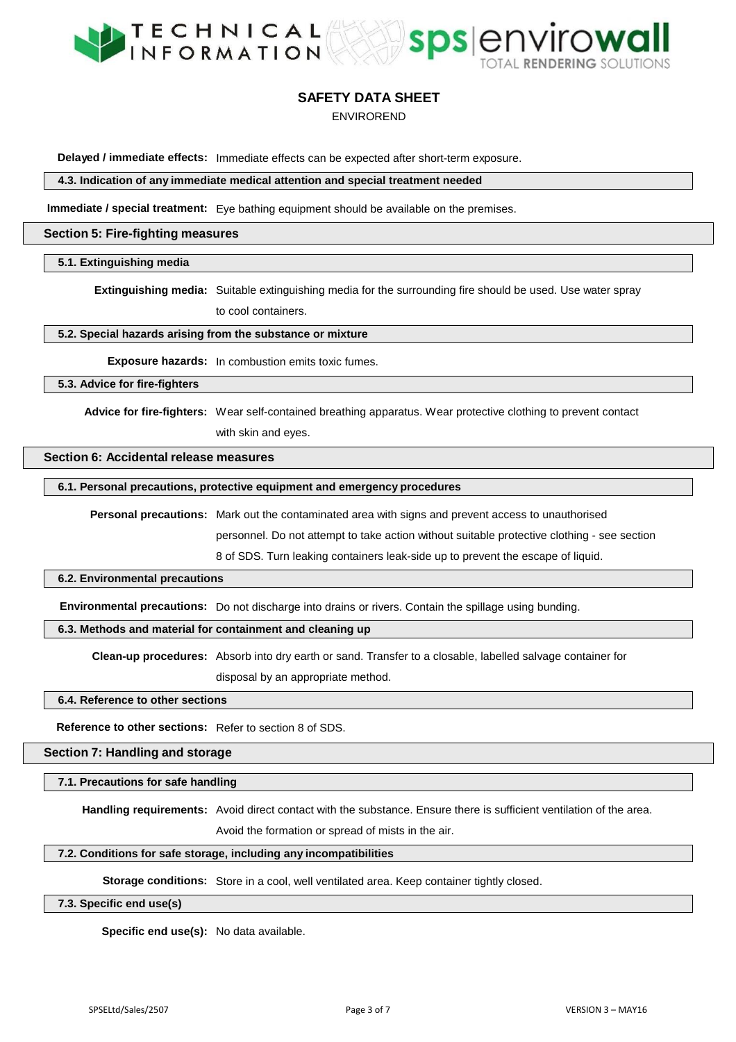**Delayed / immediate effects:** Immediate effects can be expected after short-term exposure.

### 4.3. Indication of any immediate medical attention and special treatment needed

**Immediate / special treatment:** Eye bathing equipment should be available on the premises.

## Section 5: Fire-fighting measures

### 5.1. Extinguishing media

**Extinguishing media:** Suitable extinguishing media for the surrounding fire should be used. Use water spray to cool containers.

### 5.2. Special hazards arising from the substance or mixture

**Exposure hazards:** In combustion emits toxic fumes.

### 5.3. Advice for fire-fighters

**Advice for fire-fighters:** Wear self-contained breathing apparatus. Wear protective clothing to prevent contact with skin and eyes.

## Section 6: Accidental release measures

### 6.1. Personal precautions, protective equipment and emergency procedures

**Personal precautions:** Mark out the contaminated area with signs and prevent access to unauthorised personnel. Do not attempt to take action without suitable protective clothing - see section 8 of SDS. Turn leaking containers leak-side up to prevent the escape of liquid.

### 6.2. Environmental precautions

**Environmental precautions:** Do not discharge into drains or rivers. Contain the spillage using bunding.

### 6.3. Methods and material for containment and cleaning up

**Clean-up procedures:** Absorb into dry earth or sand. Transfer to a closable, labelled salvage container for disposal by an appropriate method.

### 6.4. Reference to other sections

**Reference to other sections:** Refer to section 8 of SDS.

## Section 7: Handling and storage

### 7.1. Precautions for safe handling

**Handling requirements:** Avoid direct contact with the substance. Ensure there is sufficient ventilation of the area. Avoid the formation or spread of mists in the air.

### 7.2. Conditions for safe storage, including any incompatibilities

**Storage conditions:** Store in a cool, well ventilated area. Keep container tightly closed.

### 7.3. Specific end use(s)

**Specific end use(s):** No data available.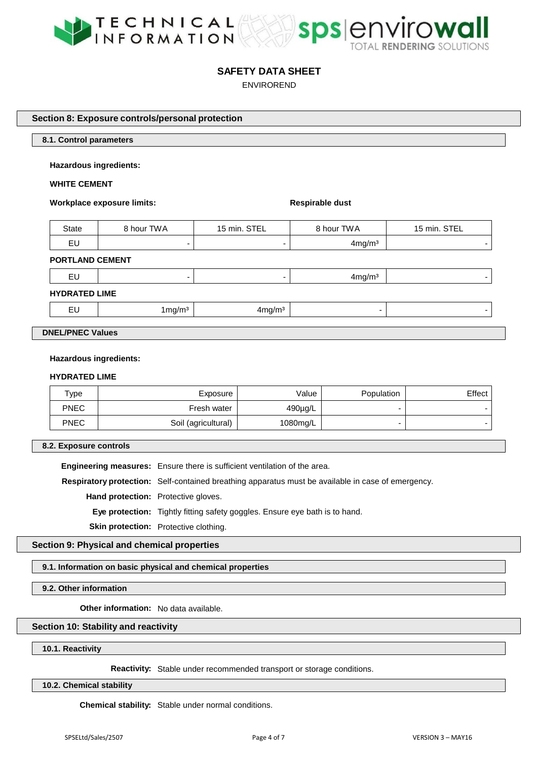## SAFETY DATA SHEET

ENVIROREND

## Section 8: Exposure controls/personal protection

### 8.1. Control parameters

**Hazardous ingredients:**

**WHITE CEMENT**

**Workplace exposure limits:** **Respirable dust**

| State | 8 hour TWA | 15 min. STEL | 8 hour TWA | 15 min. STEL |
|---|---|---|---|---|
| EU | - | - | 4mg/m³ | - |

**PORTLAND CEMENT**

| State | 8 hour TWA | 15 min. STEL | 8 hour TWA | 15 min. STEL |
|---|---|---|---|---|
| EU | - | - | 4mg/m³ | - |

**HYDRATED LIME**

| State | 8 hour TWA | 15 min. STEL | 8 hour TWA | 15 min. STEL |
|---|---|---|---|---|
| EU | 1mg/m³ | 4mg/m³ | - | - |

### DNEL/PNEC Values

**Hazardous ingredients:**

**HYDRATED LIME**

| Type | Exposure | Value | Population | Effect |
|---|---|---|---|---|
| PNEC | Fresh water | 490µg/L | - | - |
| PNEC | Soil (agricultural) | 1080mg/L | - | - |

### 8.2. Exposure controls

**Engineering measures:** Ensure there is sufficient ventilation of the area.

**Respiratory protection:** Self-contained breathing apparatus must be available in case of emergency.

**Hand protection:** Protective gloves.

**Eye protection:** Tightly fitting safety goggles. Ensure eye bath is to hand.

**Skin protection:** Protective clothing.

## Section 9: Physical and chemical properties

### 9.1. Information on basic physical and chemical properties

### 9.2. Other information

**Other information:** No data available.

## Section 10: Stability and reactivity

### 10.1. Reactivity

**Reactivity:** Stable under recommended transport or storage conditions.

### 10.2. Chemical stability

**Chemical stability:** Stable under normal conditions.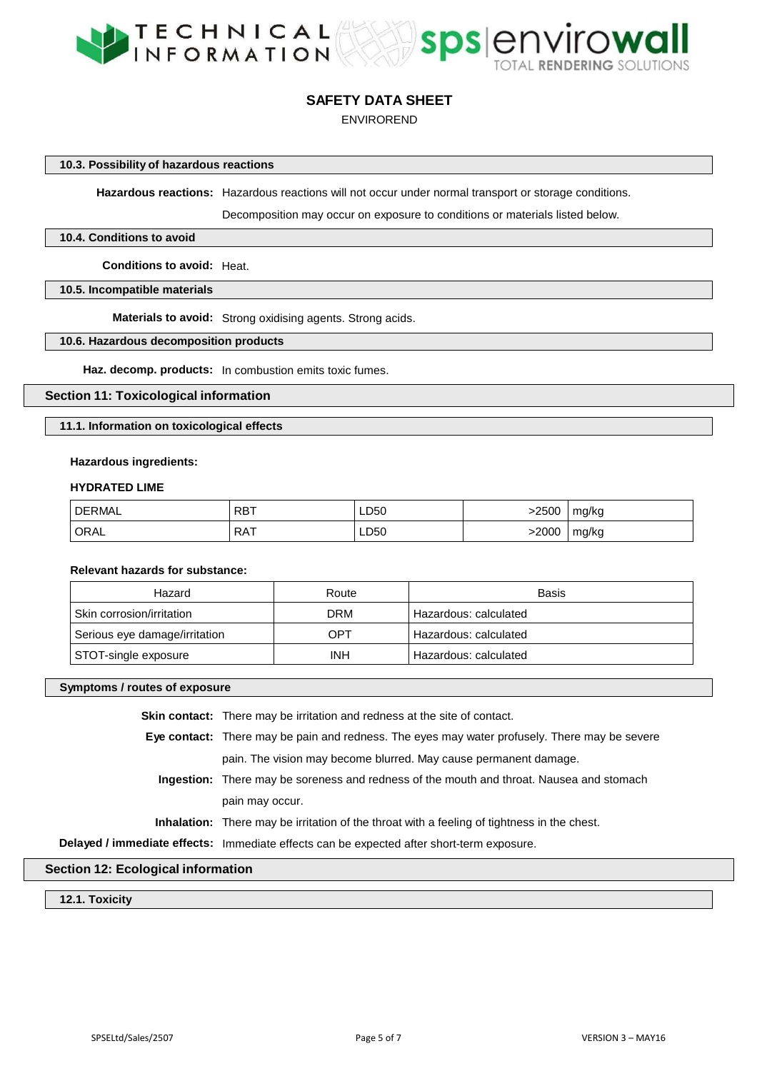#### 10.3. Possibility of hazardous reactions

**Hazardous reactions:** Hazardous reactions will not occur under normal transport or storage conditions.

Decomposition may occur on exposure to conditions or materials listed below.

#### 10.4. Conditions to avoid

**Conditions to avoid:** Heat.

#### 10.5. Incompatible materials

**Materials to avoid:** Strong oxidising agents. Strong acids.

#### 10.6. Hazardous decomposition products

**Haz. decomp. products:** In combustion emits toxic fumes.

### Section 11: Toxicological information

#### 11.1. Information on toxicological effects

**Hazardous ingredients:**

**HYDRATED LIME**

| | | | | |
|---|---|---|---|---|
| DERMAL | RBT | LD50 | >2500 | mg/kg |
| ORAL | RAT | LD50 | >2000 | mg/kg |

**Relevant hazards for substance:**

| Hazard | Route | Basis |
|---|---|---|
| Skin corrosion/irritation | DRM | Hazardous: calculated |
| Serious eye damage/irritation | OPT | Hazardous: calculated |
| STOT-single exposure | INH | Hazardous: calculated |

#### Symptoms / routes of exposure

**Skin contact:** There may be irritation and redness at the site of contact.

**Eye contact:** There may be pain and redness. The eyes may water profusely. There may be severe pain. The vision may become blurred. May cause permanent damage.

**Ingestion:** There may be soreness and redness of the mouth and throat. Nausea and stomach pain may occur.

**Inhalation:** There may be irritation of the throat with a feeling of tightness in the chest.

**Delayed / immediate effects:** Immediate effects can be expected after short-term exposure.

### Section 12: Ecological information

#### 12.1. Toxicity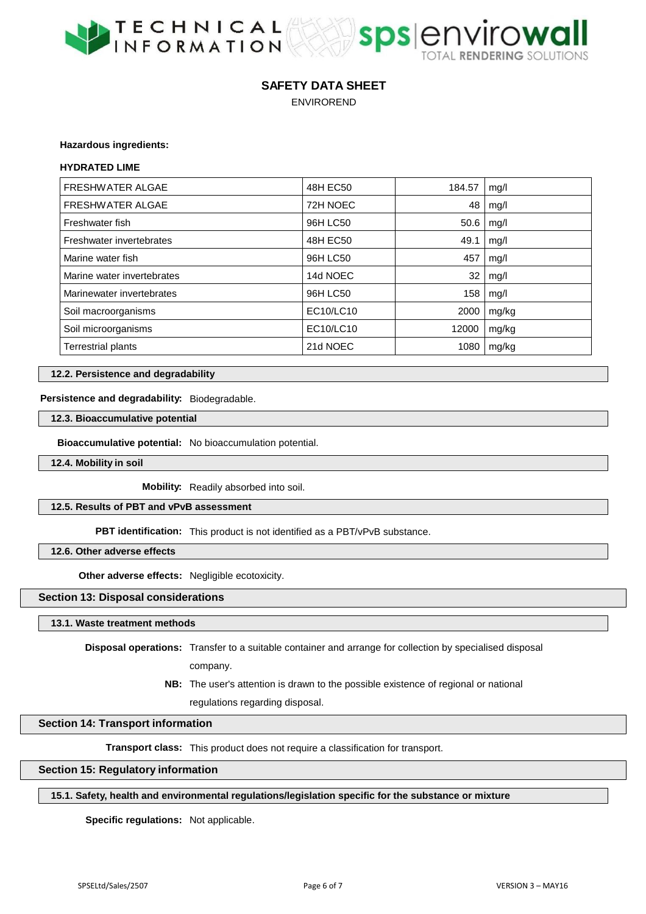**Hazardous ingredients:**

**HYDRATED LIME**

| FRESHWATER ALGAE | 48H EC50 | 184.57 | mg/l |
|---|---|---|---|
| FRESHWATER ALGAE | 72H NOEC | 48 | mg/l |
| Freshwater fish | 96H LC50 | 50.6 | mg/l |
| Freshwater invertebrates | 48H EC50 | 49.1 | mg/l |
| Marine water fish | 96H LC50 | 457 | mg/l |
| Marine water invertebrates | 14d NOEC | 32 | mg/l |
| Marinewater invertebrates | 96H LC50 | 158 | mg/l |
| Soil macroorganisms | EC10/LC10 | 2000 | mg/kg |
| Soil microorganisms | EC10/LC10 | 12000 | mg/kg |
| Terrestrial plants | 21d NOEC | 1080 | mg/kg |

### 12.2. Persistence and degradability

**Persistence and degradability:** Biodegradable.

### 12.3. Bioaccumulative potential

**Bioaccumulative potential:** No bioaccumulation potential.

### 12.4. Mobility in soil

**Mobility:** Readily absorbed into soil.

### 12.5. Results of PBT and vPvB assessment

**PBT identification:** This product is not identified as a PBT/vPvB substance.

### 12.6. Other adverse effects

**Other adverse effects:** Negligible ecotoxicity.

## Section 13: Disposal considerations

### 13.1. Waste treatment methods

**Disposal operations:** Transfer to a suitable container and arrange for collection by specialised disposal company.

**NB:** The user's attention is drawn to the possible existence of regional or national regulations regarding disposal.

## Section 14: Transport information

**Transport class:** This product does not require a classification for transport.

## Section 15: Regulatory information

### 15.1. Safety, health and environmental regulations/legislation specific for the substance or mixture

**Specific regulations:** Not applicable.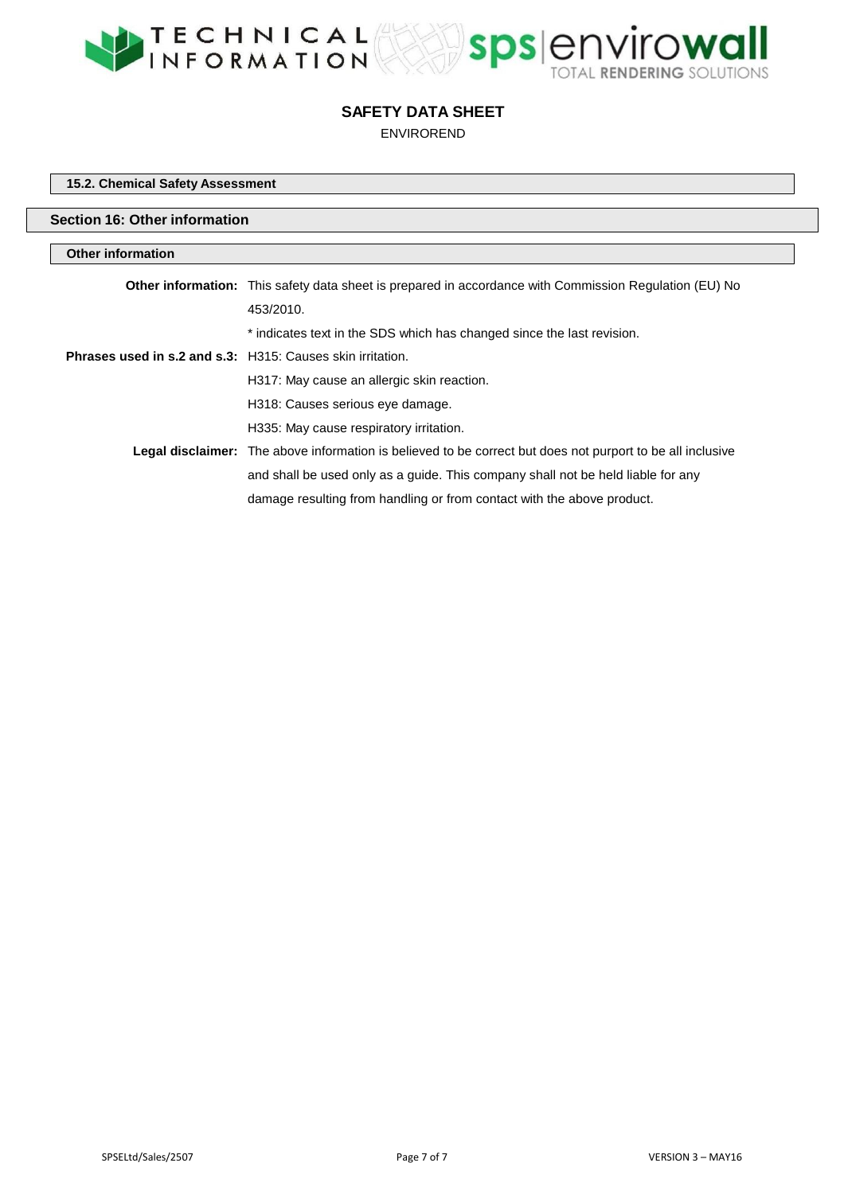### 15.2. Chemical Safety Assessment

## Section 16: Other information

### Other information

**Other information:** This safety data sheet is prepared in accordance with Commission Regulation (EU) No 453/2010.

* indicates text in the SDS which has changed since the last revision.

**Phrases used in s.2 and s.3:** H315: Causes skin irritation.

H317: May cause an allergic skin reaction.

H318: Causes serious eye damage.

H335: May cause respiratory irritation.

**Legal disclaimer:** The above information is believed to be correct but does not purport to be all inclusive and shall be used only as a guide. This company shall not be held liable for any damage resulting from handling or from contact with the above product.